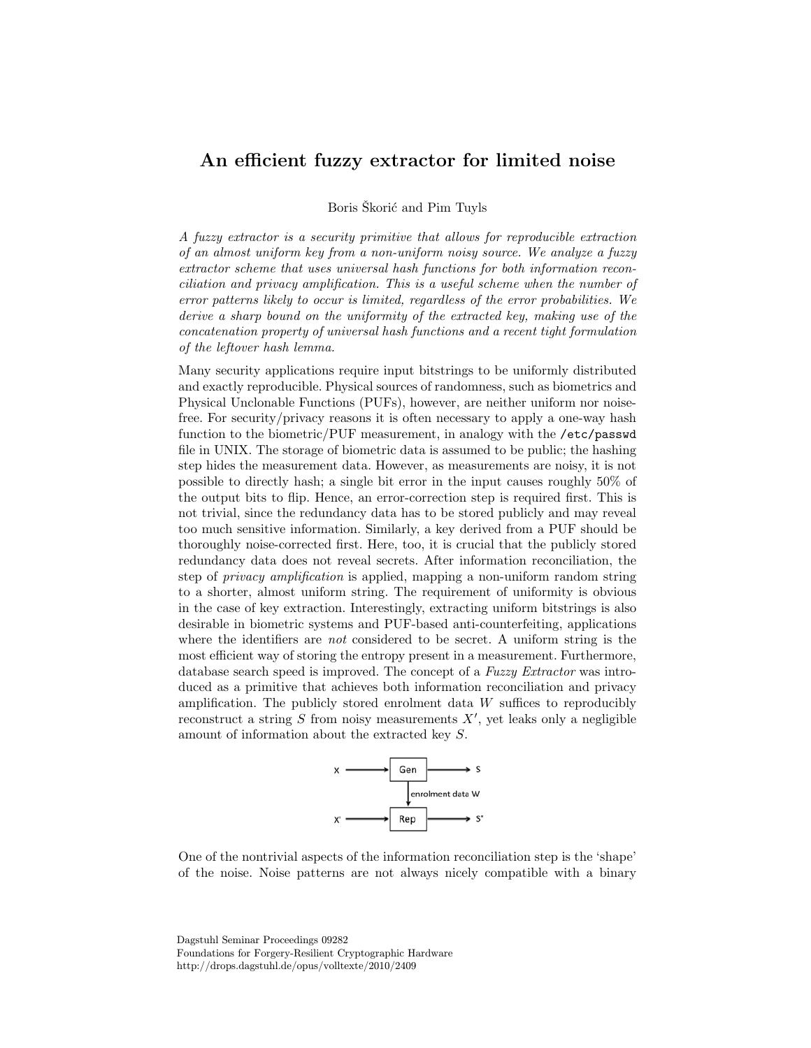# An efficient fuzzy extractor for limited noise

Boris Škorić and Pim Tuyls

*A fuzzy extractor is a security primitive that allows for reproducible extraction of an almost uniform key from a non-uniform noisy source. We analyze a fuzzy extractor scheme that uses universal hash functions for both information reconciliation and privacy amplification. This is a useful scheme when the number of error patterns likely to occur is limited, regardless of the error probabilities. We derive a sharp bound on the uniformity of the extracted key, making use of the concatenation property of universal hash functions and a recent tight formulation of the leftover hash lemma.*

Many security applications require input bitstrings to be uniformly distributed and exactly reproducible. Physical sources of randomness, such as biometrics and Physical Unclonable Functions (PUFs), however, are neither uniform nor noise-free. For security/privacy reasons it is often necessary to apply a one-way hash function to the biometric/PUF measurement, in analogy with the `/etc/passwd` file in UNIX. The storage of biometric data is assumed to be public; the hashing step hides the measurement data. However, as measurements are noisy, it is not possible to directly hash; a single bit error in the input causes roughly 50% of the output bits to flip. Hence, an error-correction step is required first. This is not trivial, since the redundancy data has to be stored publicly and may reveal too much sensitive information. Similarly, a key derived from a PUF should be thoroughly noise-corrected first. Here, too, it is crucial that the publicly stored redundancy data does not reveal secrets. After information reconciliation, the step of *privacy amplification* is applied, mapping a non-uniform random string to a shorter, almost uniform string. The requirement of uniformity is obvious in the case of key extraction. Interestingly, extracting uniform bitstrings is also desirable in biometric systems and PUF-based anti-counterfeiting, applications where the identifiers are *not* considered to be secret. A uniform string is the most efficient way of storing the entropy present in a measurement. Furthermore, database search speed is improved. The concept of a *Fuzzy Extractor* was introduced as a primitive that achieves both information reconciliation and privacy amplification. The publicly stored enrolment data $W$ suffices to reproducibly reconstruct a string $S$ from noisy measurements $X'$, yet leaks only a negligible amount of information about the extracted key $S$.

$X \rightarrow$ Gen $\rightarrow S$; Gen $\downarrow$ enrolment data $W$ $\downarrow$ Rep; $X' \rightarrow$ Rep $\rightarrow S'$

One of the nontrivial aspects of the information reconciliation step is the 'shape' of the noise. Noise patterns are not always nicely compatible with a binary

Dagstuhl Seminar Proceedings 09282
Foundations for Forgery-Resilient Cryptographic Hardware
http://drops.dagstuhl.de/opus/volltexte/2010/2409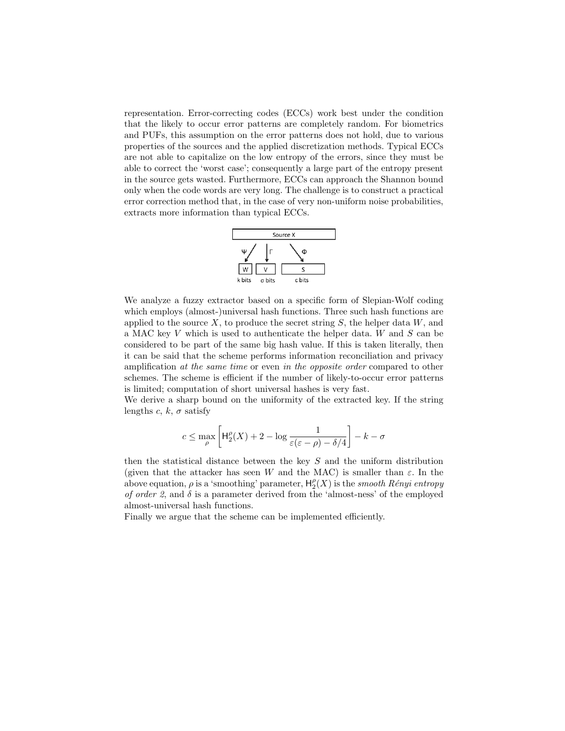representation. Error-correcting codes (ECCs) work best under the condition that the likely to occur error patterns are completely random. For biometrics and PUFs, this assumption on the error patterns does not hold, due to various properties of the sources and the applied discretization methods. Typical ECCs are not able to capitalize on the low entropy of the errors, since they must be able to correct the 'worst case'; consequently a large part of the entropy present in the source gets wasted. Furthermore, ECCs can approach the Shannon bound only when the code words are very long. The challenge is to construct a practical error correction method that, in the case of very non-uniform noise probabilities, extracts more information than typical ECCs.

Source X

Ψ Γ Φ

W V S

k bits σ bits c bits

We analyze a fuzzy extractor based on a specific form of Slepian-Wolf coding which employs (almost-)universal hash functions. Three such hash functions are applied to the source $X$, to produce the secret string $S$, the helper data $W$, and a MAC key $V$ which is used to authenticate the helper data. $W$ and $S$ can be considered to be part of the same big hash value. If this is taken literally, then it can be said that the scheme performs information reconciliation and privacy amplification *at the same time* or even *in the opposite order* compared to other schemes. The scheme is efficient if the number of likely-to-occur error patterns is limited; computation of short universal hashes is very fast.

We derive a sharp bound on the uniformity of the extracted key. If the string lengths $c$, $k$, $\sigma$ satisfy

$$c \leq \max_{\rho} \left[ \mathsf{H}_2^{\rho}(X) + 2 - \log \frac{1}{\varepsilon(\varepsilon - \rho) - \delta/4} \right] - k - \sigma$$

then the statistical distance between the key $S$ and the uniform distribution (given that the attacker has seen $W$ and the MAC) is smaller than $\varepsilon$. In the above equation, $\rho$ is a 'smoothing' parameter, $\mathsf{H}_2^{\rho}(X)$ is the *smooth Rényi entropy of order 2*, and $\delta$ is a parameter derived from the 'almost-ness' of the employed almost-universal hash functions.

Finally we argue that the scheme can be implemented efficiently.